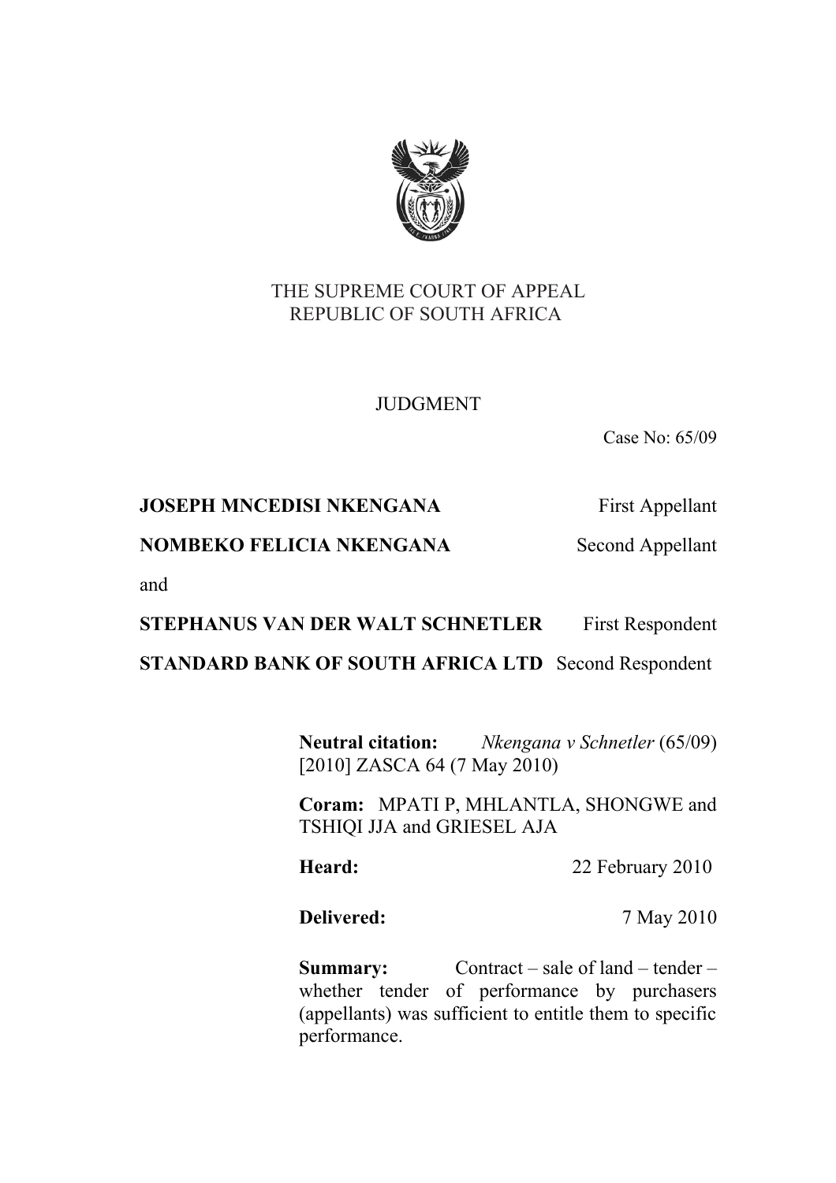THE SUPREME COURT OF APPEAL
REPUBLIC OF SOUTH AFRICA

JUDGMENT

Case No: 65/09

| | |
|---|---|
| **JOSEPH MNCEDISI NKENGANA** | First Appellant |
| **NOMBEKO FELICIA NKENGANA** | Second Appellant |
| and | |
| **STEPHANUS VAN DER WALT SCHNETLER** | First Respondent |
| **STANDARD BANK OF SOUTH AFRICA LTD** | Second Respondent |

**Neutral citation:** *Nkengana v Schnetler* (65/09) [2010] ZASCA 64 (7 May 2010)

**Coram:** MPATI P, MHLANTLA, SHONGWE and TSHIQI JJA and GRIESEL AJA

**Heard:** 22 February 2010

**Delivered:** 7 May 2010

**Summary:** Contract – sale of land – tender – whether tender of performance by purchasers (appellants) was sufficient to entitle them to specific performance.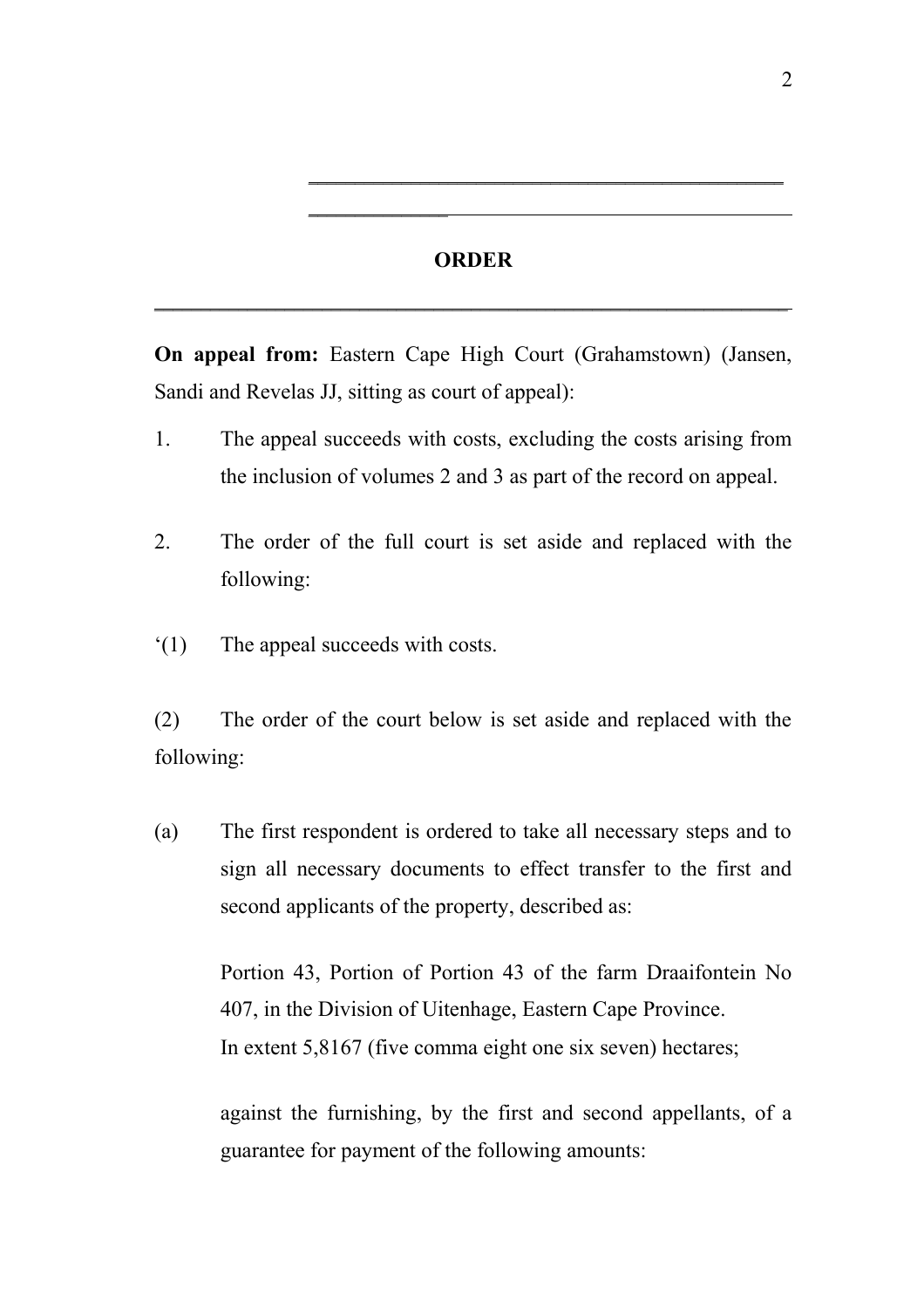## ORDER

**On appeal from:** Eastern Cape High Court (Grahamstown) (Jansen, Sandi and Revelas JJ, sitting as court of appeal):

1. The appeal succeeds with costs, excluding the costs arising from the inclusion of volumes 2 and 3 as part of the record on appeal.

2. The order of the full court is set aside and replaced with the following:

'(1) The appeal succeeds with costs.

(2) The order of the court below is set aside and replaced with the following:

(a) The first respondent is ordered to take all necessary steps and to sign all necessary documents to effect transfer to the first and second applicants of the property, described as:

Portion 43, Portion of Portion 43 of the farm Draaifontein No 407, in the Division of Uitenhage, Eastern Cape Province.
In extent 5,8167 (five comma eight one six seven) hectares;

against the furnishing, by the first and second appellants, of a guarantee for payment of the following amounts: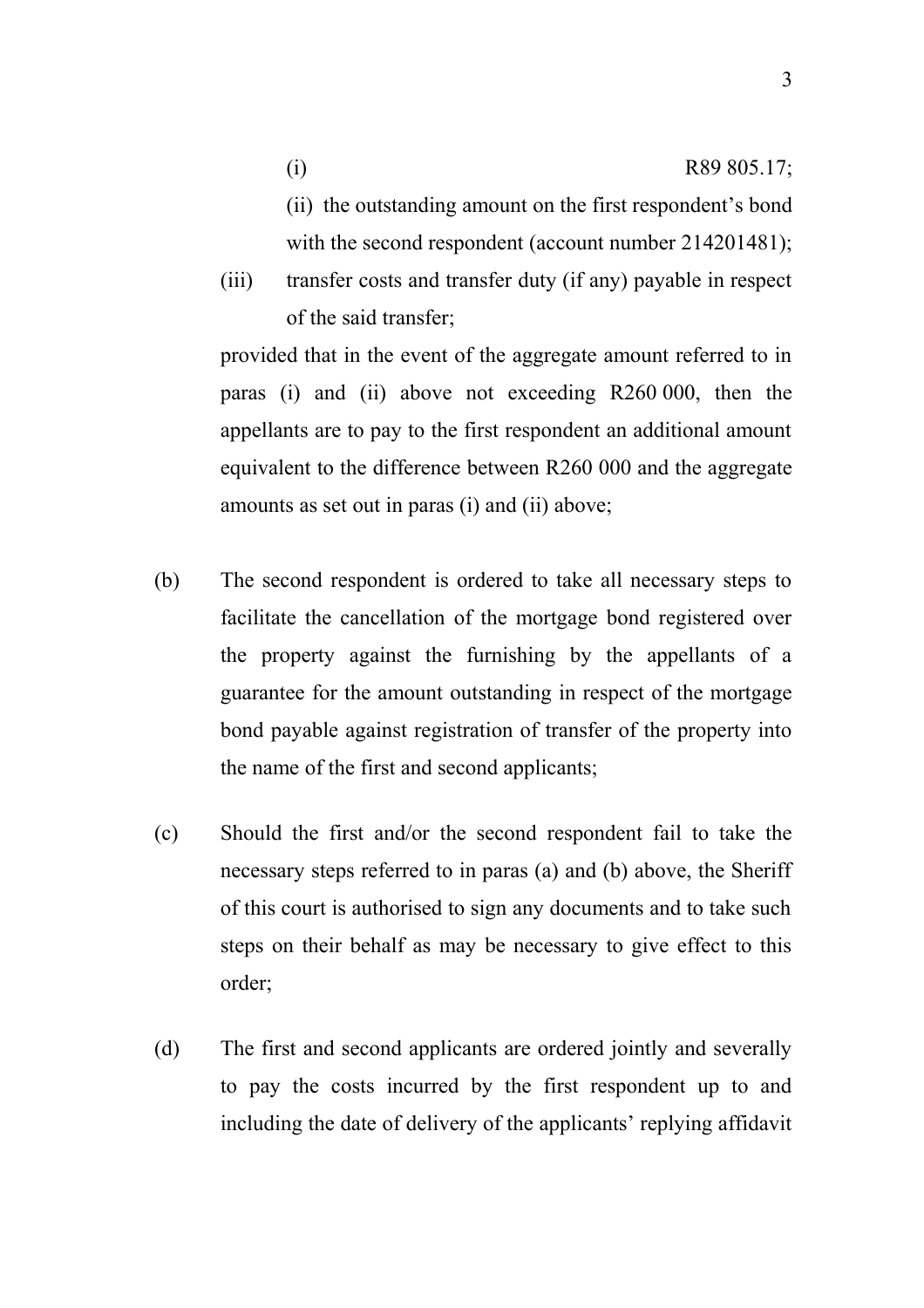(i) R89 805.17;

(ii) the outstanding amount on the first respondent's bond with the second respondent (account number 214201481);

(iii) transfer costs and transfer duty (if any) payable in respect of the said transfer;

provided that in the event of the aggregate amount referred to in paras (i) and (ii) above not exceeding R260 000, then the appellants are to pay to the first respondent an additional amount equivalent to the difference between R260 000 and the aggregate amounts as set out in paras (i) and (ii) above;

(b) The second respondent is ordered to take all necessary steps to facilitate the cancellation of the mortgage bond registered over the property against the furnishing by the appellants of a guarantee for the amount outstanding in respect of the mortgage bond payable against registration of transfer of the property into the name of the first and second applicants;

(c) Should the first and/or the second respondent fail to take the necessary steps referred to in paras (a) and (b) above, the Sheriff of this court is authorised to sign any documents and to take such steps on their behalf as may be necessary to give effect to this order;

(d) The first and second applicants are ordered jointly and severally to pay the costs incurred by the first respondent up to and including the date of delivery of the applicants' replying affidavit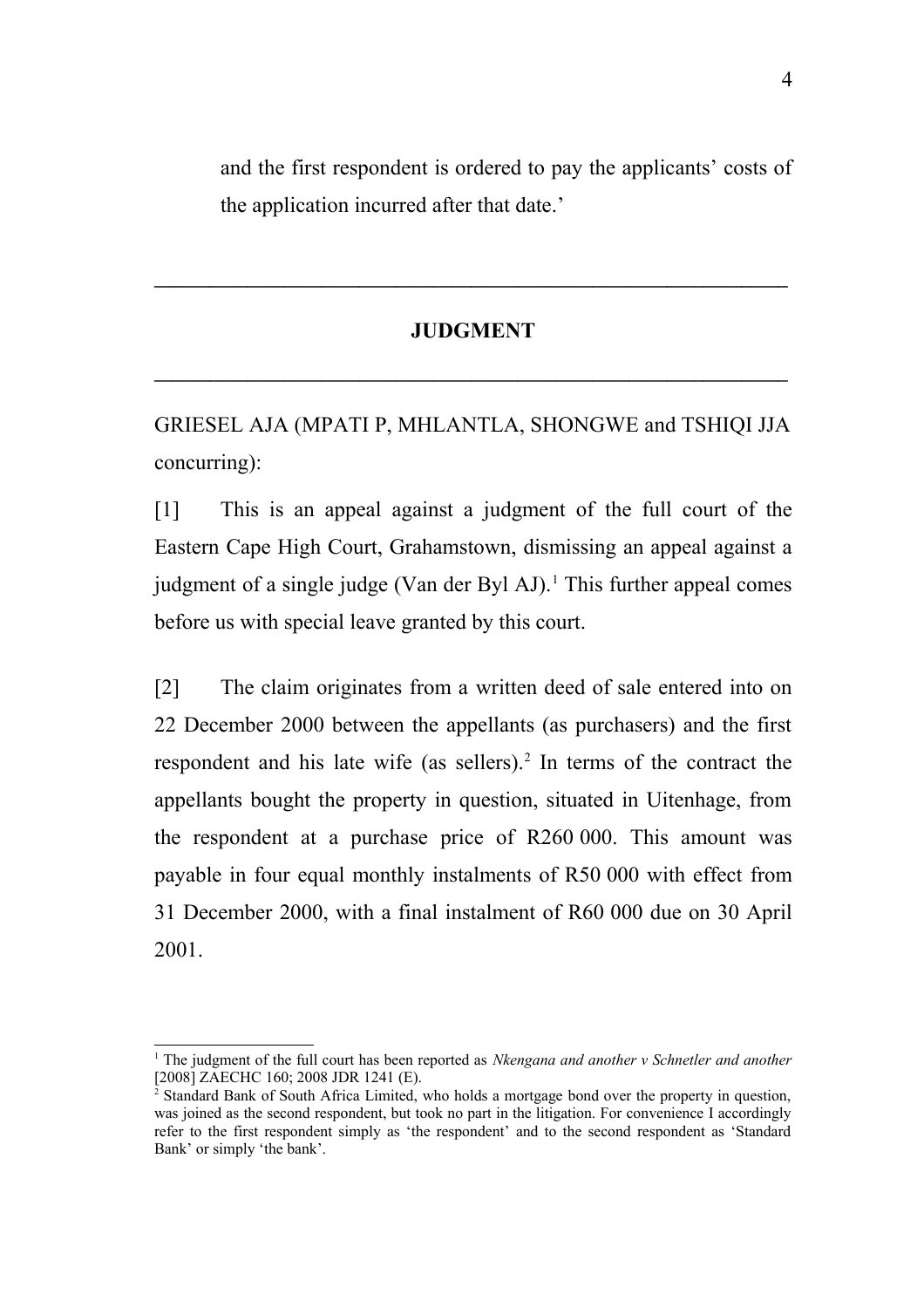and the first respondent is ordered to pay the applicants' costs of the application incurred after that date.'

---

**JUDGMENT**

---

GRIESEL AJA (MPATI P, MHLANTLA, SHONGWE and TSHIQI JJA concurring):

[1] This is an appeal against a judgment of the full court of the Eastern Cape High Court, Grahamstown, dismissing an appeal against a judgment of a single judge (Van der Byl AJ).[1] This further appeal comes before us with special leave granted by this court.

[2] The claim originates from a written deed of sale entered into on 22 December 2000 between the appellants (as purchasers) and the first respondent and his late wife (as sellers).[2] In terms of the contract the appellants bought the property in question, situated in Uitenhage, from the respondent at a purchase price of R260 000. This amount was payable in four equal monthly instalments of R50 000 with effect from 31 December 2000, with a final instalment of R60 000 due on 30 April 2001.

---

[1] The judgment of the full court has been reported as *Nkengana and another v Schnetler and another* [2008] ZAECHC 160; 2008 JDR 1241 (E).

[2] Standard Bank of South Africa Limited, who holds a mortgage bond over the property in question, was joined as the second respondent, but took no part in the litigation. For convenience I accordingly refer to the first respondent simply as 'the respondent' and to the second respondent as 'Standard Bank' or simply 'the bank'.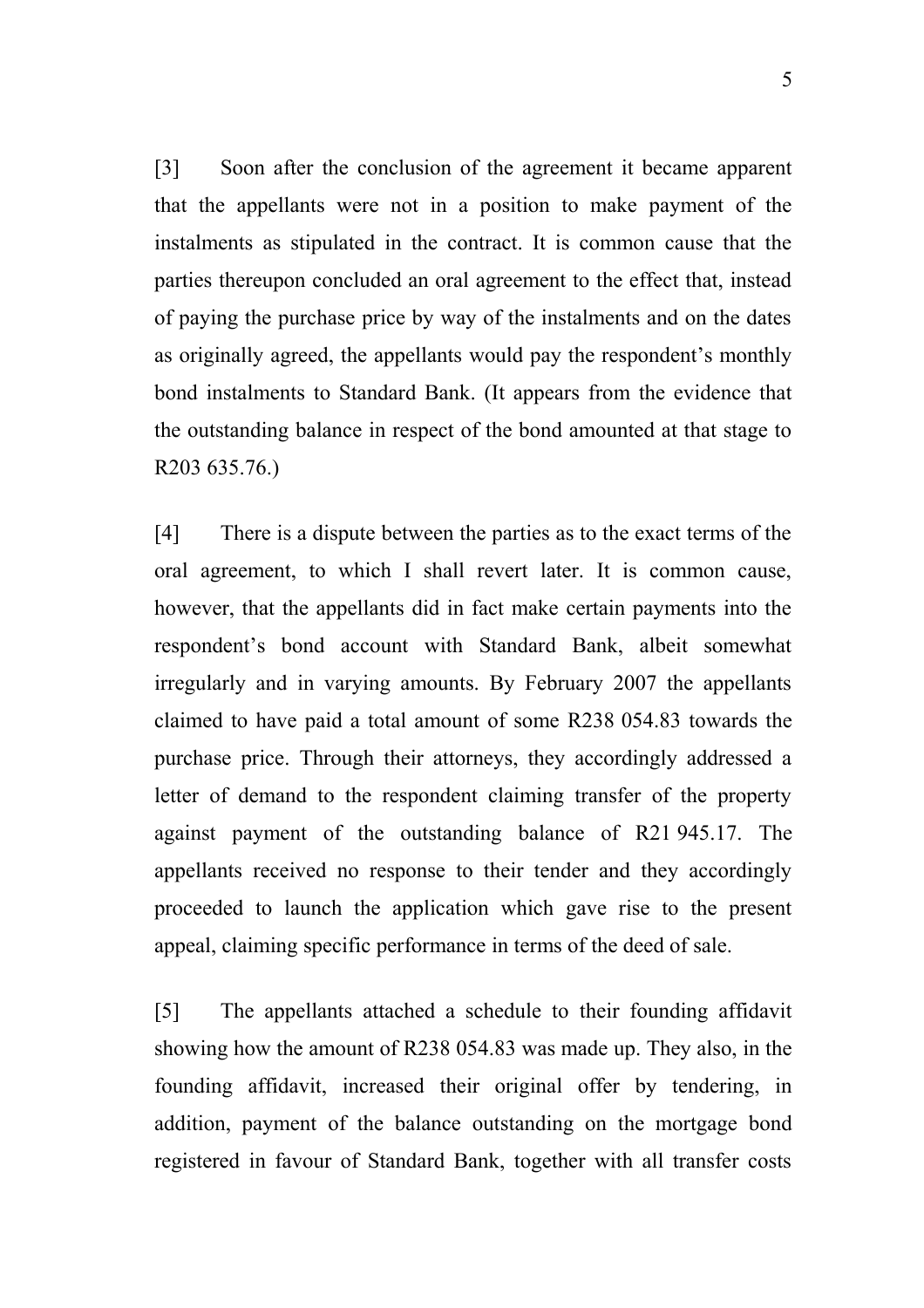[3] Soon after the conclusion of the agreement it became apparent that the appellants were not in a position to make payment of the instalments as stipulated in the contract. It is common cause that the parties thereupon concluded an oral agreement to the effect that, instead of paying the purchase price by way of the instalments and on the dates as originally agreed, the appellants would pay the respondent's monthly bond instalments to Standard Bank. (It appears from the evidence that the outstanding balance in respect of the bond amounted at that stage to R203 635.76.)

[4] There is a dispute between the parties as to the exact terms of the oral agreement, to which I shall revert later. It is common cause, however, that the appellants did in fact make certain payments into the respondent's bond account with Standard Bank, albeit somewhat irregularly and in varying amounts. By February 2007 the appellants claimed to have paid a total amount of some R238 054.83 towards the purchase price. Through their attorneys, they accordingly addressed a letter of demand to the respondent claiming transfer of the property against payment of the outstanding balance of R21 945.17. The appellants received no response to their tender and they accordingly proceeded to launch the application which gave rise to the present appeal, claiming specific performance in terms of the deed of sale.

[5] The appellants attached a schedule to their founding affidavit showing how the amount of R238 054.83 was made up. They also, in the founding affidavit, increased their original offer by tendering, in addition, payment of the balance outstanding on the mortgage bond registered in favour of Standard Bank, together with all transfer costs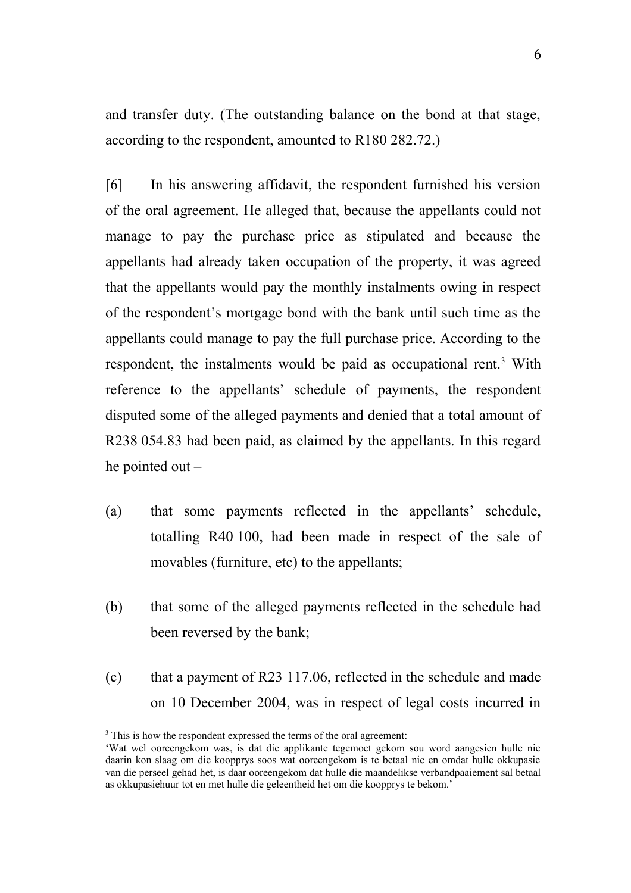and transfer duty. (The outstanding balance on the bond at that stage, according to the respondent, amounted to R180 282.72.)

[6] In his answering affidavit, the respondent furnished his version of the oral agreement. He alleged that, because the appellants could not manage to pay the purchase price as stipulated and because the appellants had already taken occupation of the property, it was agreed that the appellants would pay the monthly instalments owing in respect of the respondent's mortgage bond with the bank until such time as the appellants could manage to pay the full purchase price. According to the respondent, the instalments would be paid as occupational rent.[3] With reference to the appellants' schedule of payments, the respondent disputed some of the alleged payments and denied that a total amount of R238 054.83 had been paid, as claimed by the appellants. In this regard he pointed out –

(a) that some payments reflected in the appellants' schedule, totalling R40 100, had been made in respect of the sale of movables (furniture, etc) to the appellants;

(b) that some of the alleged payments reflected in the schedule had been reversed by the bank;

(c) that a payment of R23 117.06, reflected in the schedule and made on 10 December 2004, was in respect of legal costs incurred in

---

[3] This is how the respondent expressed the terms of the oral agreement:
'Wat wel ooreengekom was, is dat die applikante tegemoet gekom sou word aangesien hulle nie daarin kon slaag om die koopprys soos wat ooreengekom is te betaal nie en omdat hulle okkupasie van die perseel gehad het, is daar ooreengekom dat hulle die maandelikse verbandpaaiement sal betaal as okkupasiehuur tot en met hulle die geleentheid het om die koopprys te bekom.'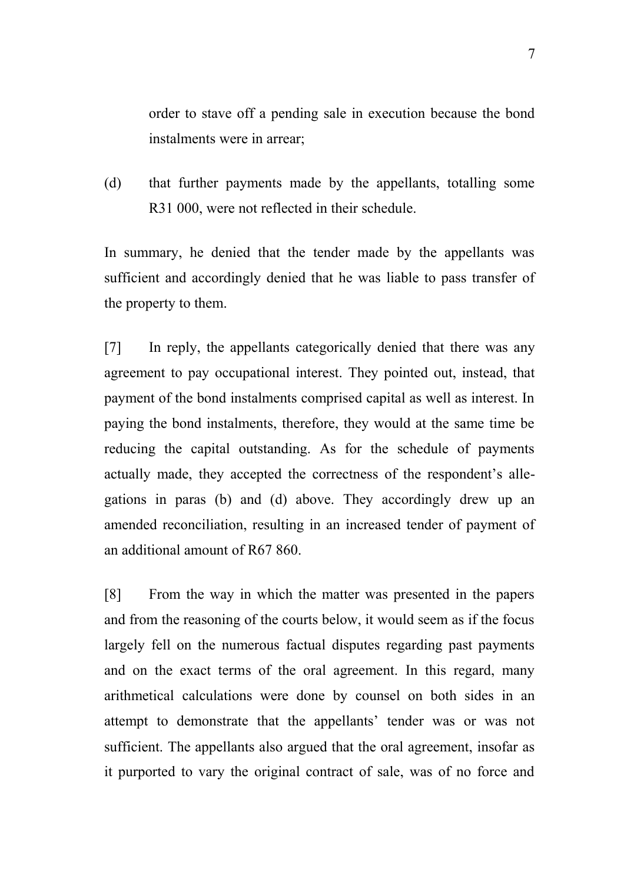order to stave off a pending sale in execution because the bond instalments were in arrear;

(d) that further payments made by the appellants, totalling some R31 000, were not reflected in their schedule.

In summary, he denied that the tender made by the appellants was sufficient and accordingly denied that he was liable to pass transfer of the property to them.

[7] In reply, the appellants categorically denied that there was any agreement to pay occupational interest. They pointed out, instead, that payment of the bond instalments comprised capital as well as interest. In paying the bond instalments, therefore, they would at the same time be reducing the capital outstanding. As for the schedule of payments actually made, they accepted the correctness of the respondent's allegations in paras (b) and (d) above. They accordingly drew up an amended reconciliation, resulting in an increased tender of payment of an additional amount of R67 860.

[8] From the way in which the matter was presented in the papers and from the reasoning of the courts below, it would seem as if the focus largely fell on the numerous factual disputes regarding past payments and on the exact terms of the oral agreement. In this regard, many arithmetical calculations were done by counsel on both sides in an attempt to demonstrate that the appellants' tender was or was not sufficient. The appellants also argued that the oral agreement, insofar as it purported to vary the original contract of sale, was of no force and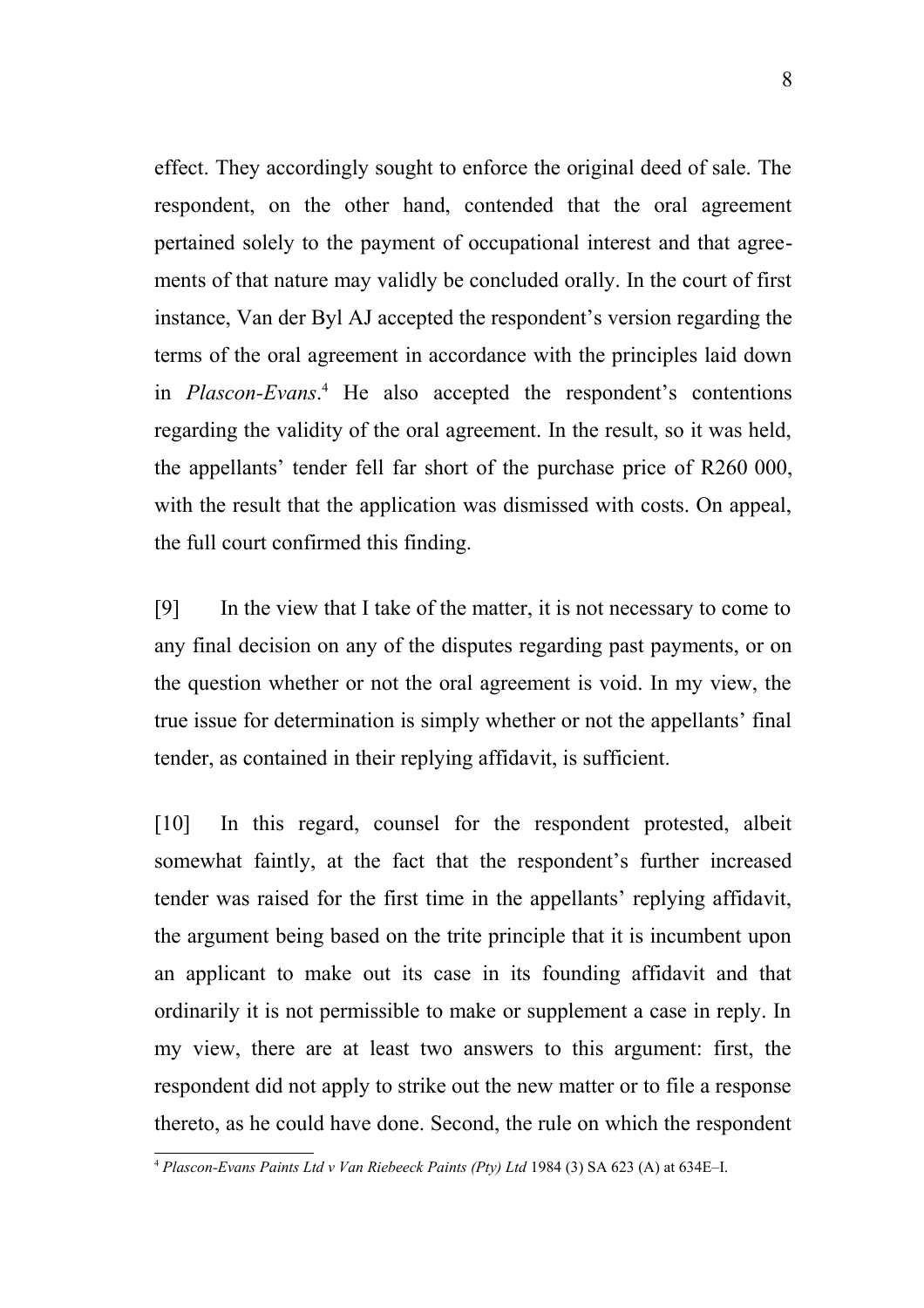effect. They accordingly sought to enforce the original deed of sale. The respondent, on the other hand, contended that the oral agreement pertained solely to the payment of occupational interest and that agreements of that nature may validly be concluded orally. In the court of first instance, Van der Byl AJ accepted the respondent's version regarding the terms of the oral agreement in accordance with the principles laid down in *Plascon-Evans*.[4] He also accepted the respondent's contentions regarding the validity of the oral agreement. In the result, so it was held, the appellants' tender fell far short of the purchase price of R260 000, with the result that the application was dismissed with costs. On appeal, the full court confirmed this finding.

[9] In the view that I take of the matter, it is not necessary to come to any final decision on any of the disputes regarding past payments, or on the question whether or not the oral agreement is void. In my view, the true issue for determination is simply whether or not the appellants' final tender, as contained in their replying affidavit, is sufficient.

[10] In this regard, counsel for the respondent protested, albeit somewhat faintly, at the fact that the respondent's further increased tender was raised for the first time in the appellants' replying affidavit, the argument being based on the trite principle that it is incumbent upon an applicant to make out its case in its founding affidavit and that ordinarily it is not permissible to make or supplement a case in reply. In my view, there are at least two answers to this argument: first, the respondent did not apply to strike out the new matter or to file a response thereto, as he could have done. Second, the rule on which the respondent

---

[4] *Plascon-Evans Paints Ltd v Van Riebeeck Paints (Pty) Ltd* 1984 (3) SA 623 (A) at 634E–I.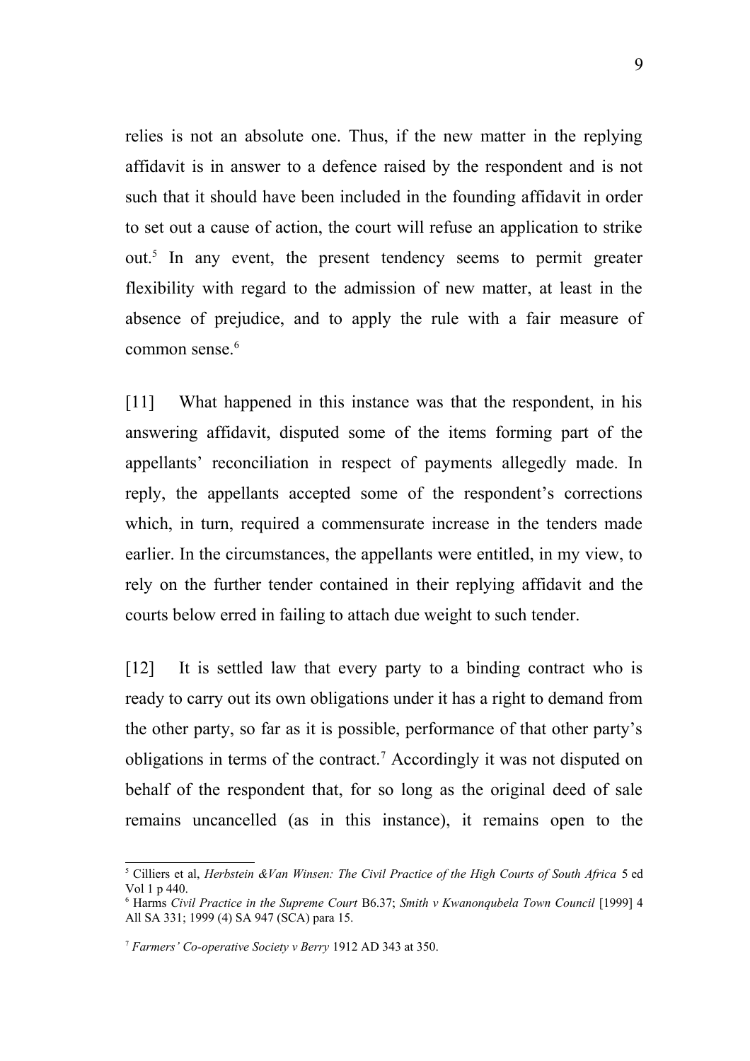relies is not an absolute one. Thus, if the new matter in the replying affidavit is in answer to a defence raised by the respondent and is not such that it should have been included in the founding affidavit in order to set out a cause of action, the court will refuse an application to strike out.[5] In any event, the present tendency seems to permit greater flexibility with regard to the admission of new matter, at least in the absence of prejudice, and to apply the rule with a fair measure of common sense.[6]

[11] What happened in this instance was that the respondent, in his answering affidavit, disputed some of the items forming part of the appellants' reconciliation in respect of payments allegedly made. In reply, the appellants accepted some of the respondent's corrections which, in turn, required a commensurate increase in the tenders made earlier. In the circumstances, the appellants were entitled, in my view, to rely on the further tender contained in their replying affidavit and the courts below erred in failing to attach due weight to such tender.

[12] It is settled law that every party to a binding contract who is ready to carry out its own obligations under it has a right to demand from the other party, so far as it is possible, performance of that other party's obligations in terms of the contract.[7] Accordingly it was not disputed on behalf of the respondent that, for so long as the original deed of sale remains uncancelled (as in this instance), it remains open to the

---

[5] Cilliers et al, *Herbstein &Van Winsen: The Civil Practice of the High Courts of South Africa* 5 ed Vol 1 p 440.

[6] Harms *Civil Practice in the Supreme Court* B6.37; *Smith v Kwanonqubela Town Council* [1999] 4 All SA 331; 1999 (4) SA 947 (SCA) para 15.

[7] *Farmers' Co-operative Society v Berry* 1912 AD 343 at 350.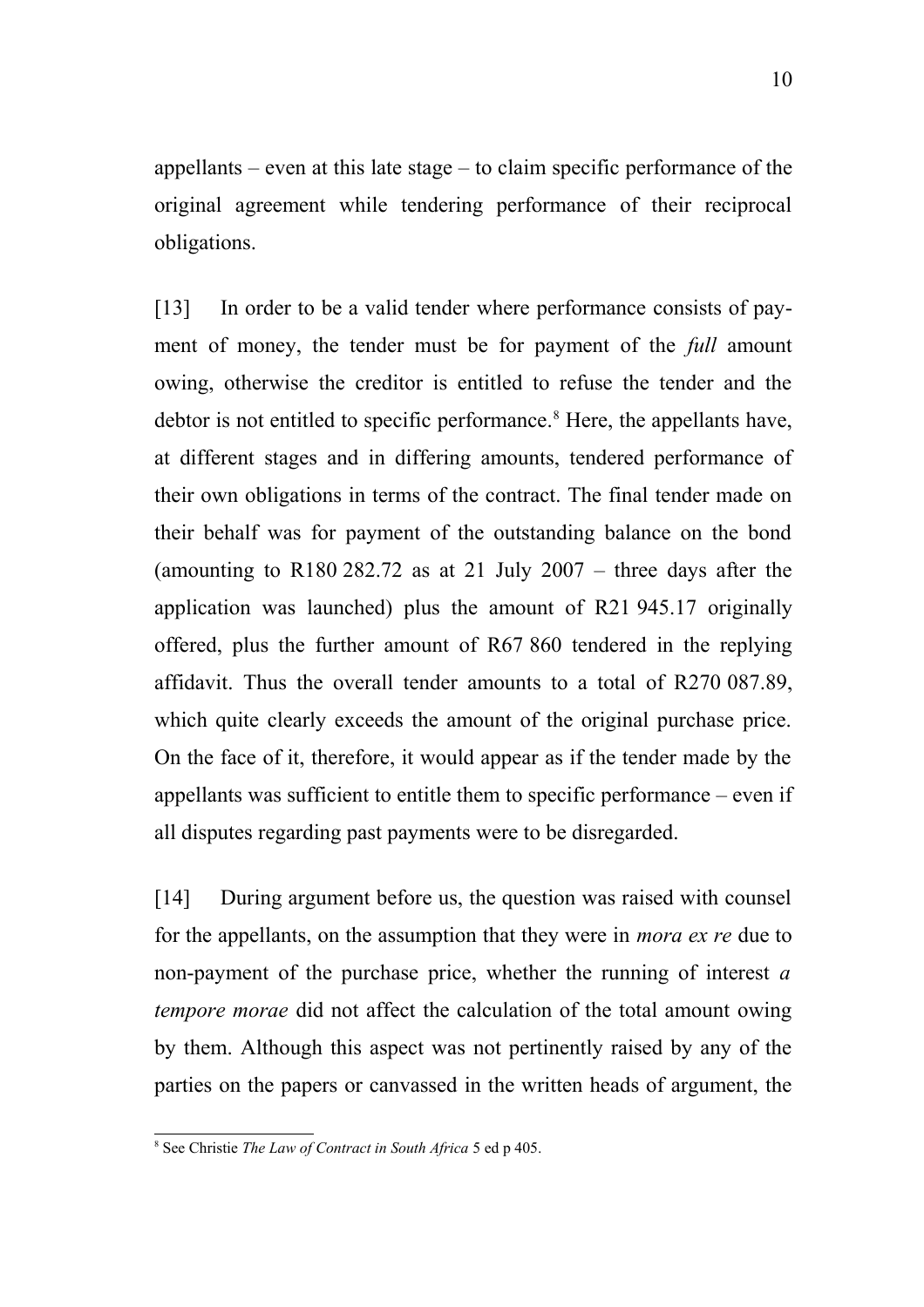appellants – even at this late stage – to claim specific performance of the original agreement while tendering performance of their reciprocal obligations.

[13] In order to be a valid tender where performance consists of payment of money, the tender must be for payment of the *full* amount owing, otherwise the creditor is entitled to refuse the tender and the debtor is not entitled to specific performance.[8] Here, the appellants have, at different stages and in differing amounts, tendered performance of their own obligations in terms of the contract. The final tender made on their behalf was for payment of the outstanding balance on the bond (amounting to R180 282.72 as at 21 July 2007 – three days after the application was launched) plus the amount of R21 945.17 originally offered, plus the further amount of R67 860 tendered in the replying affidavit. Thus the overall tender amounts to a total of R270 087.89, which quite clearly exceeds the amount of the original purchase price. On the face of it, therefore, it would appear as if the tender made by the appellants was sufficient to entitle them to specific performance – even if all disputes regarding past payments were to be disregarded.

[14] During argument before us, the question was raised with counsel for the appellants, on the assumption that they were in *mora ex re* due to non-payment of the purchase price, whether the running of interest *a tempore morae* did not affect the calculation of the total amount owing by them. Although this aspect was not pertinently raised by any of the parties on the papers or canvassed in the written heads of argument, the

---

[8] See Christie *The Law of Contract in South Africa* 5 ed p 405.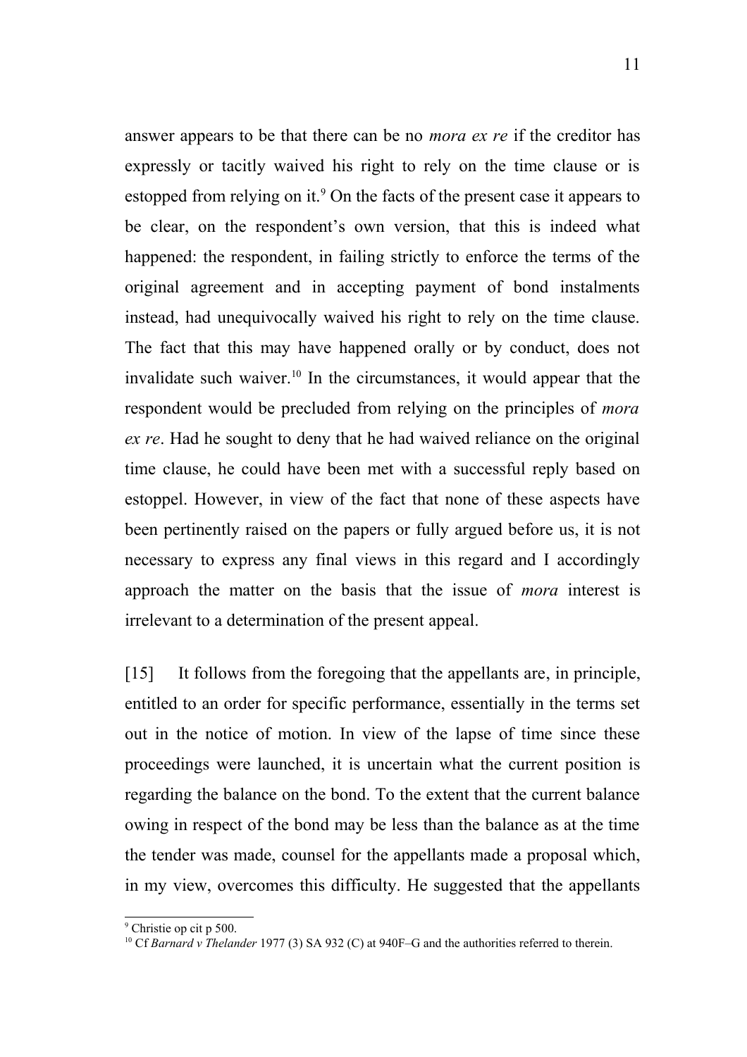answer appears to be that there can be no *mora ex re* if the creditor has expressly or tacitly waived his right to rely on the time clause or is estopped from relying on it.[9] On the facts of the present case it appears to be clear, on the respondent's own version, that this is indeed what happened: the respondent, in failing strictly to enforce the terms of the original agreement and in accepting payment of bond instalments instead, had unequivocally waived his right to rely on the time clause. The fact that this may have happened orally or by conduct, does not invalidate such waiver.[10] In the circumstances, it would appear that the respondent would be precluded from relying on the principles of *mora ex re*. Had he sought to deny that he had waived reliance on the original time clause, he could have been met with a successful reply based on estoppel. However, in view of the fact that none of these aspects have been pertinently raised on the papers or fully argued before us, it is not necessary to express any final views in this regard and I accordingly approach the matter on the basis that the issue of *mora* interest is irrelevant to a determination of the present appeal.

[15] It follows from the foregoing that the appellants are, in principle, entitled to an order for specific performance, essentially in the terms set out in the notice of motion. In view of the lapse of time since these proceedings were launched, it is uncertain what the current position is regarding the balance on the bond. To the extent that the current balance owing in respect of the bond may be less than the balance as at the time the tender was made, counsel for the appellants made a proposal which, in my view, overcomes this difficulty. He suggested that the appellants

---

[9] Christie op cit p 500.

[10] Cf *Barnard v Thelander* 1977 (3) SA 932 (C) at 940F–G and the authorities referred to therein.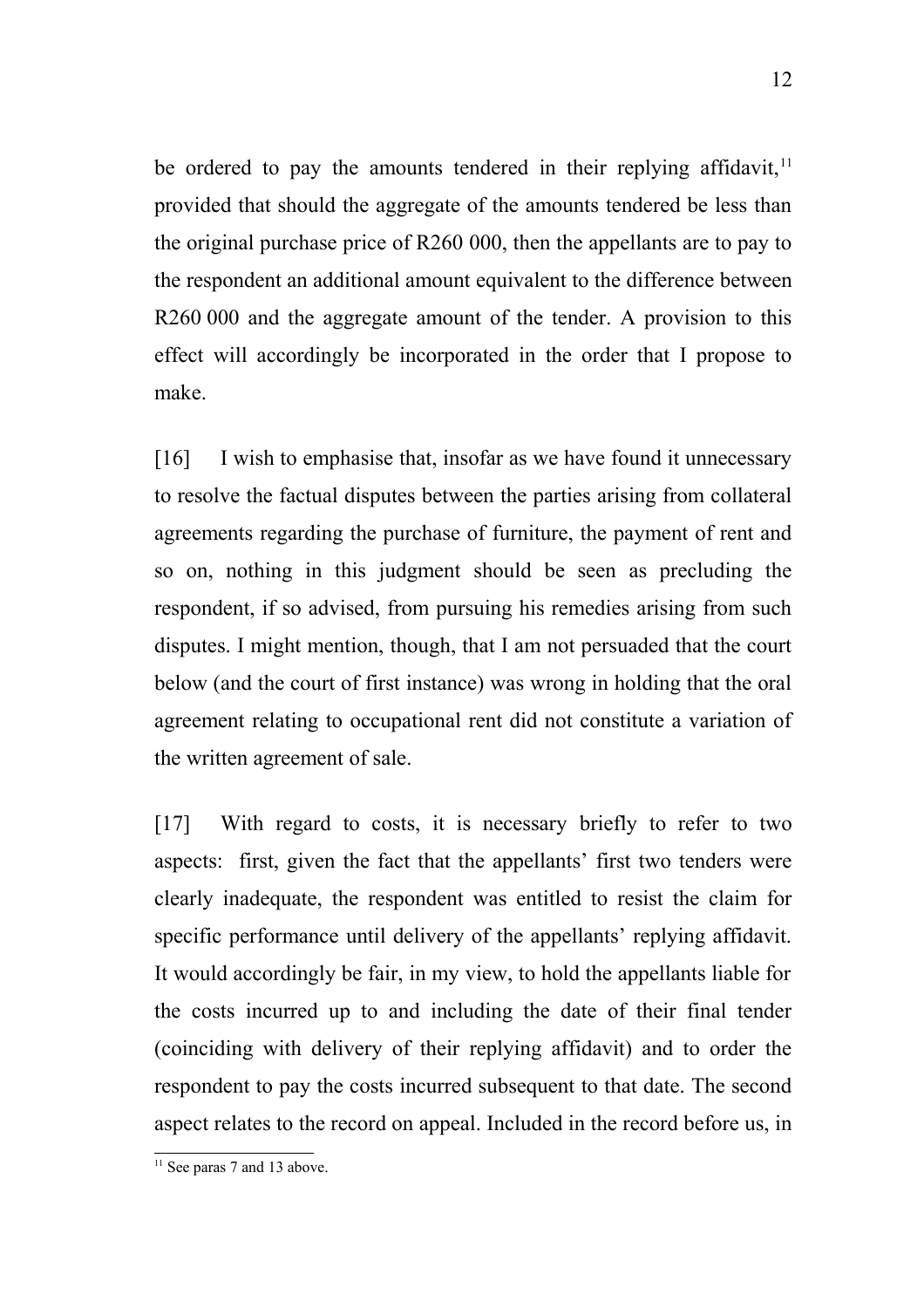be ordered to pay the amounts tendered in their replying affidavit,[11] provided that should the aggregate of the amounts tendered be less than the original purchase price of R260 000, then the appellants are to pay to the respondent an additional amount equivalent to the difference between R260 000 and the aggregate amount of the tender. A provision to this effect will accordingly be incorporated in the order that I propose to make.

[16] I wish to emphasise that, insofar as we have found it unnecessary to resolve the factual disputes between the parties arising from collateral agreements regarding the purchase of furniture, the payment of rent and so on, nothing in this judgment should be seen as precluding the respondent, if so advised, from pursuing his remedies arising from such disputes. I might mention, though, that I am not persuaded that the court below (and the court of first instance) was wrong in holding that the oral agreement relating to occupational rent did not constitute a variation of the written agreement of sale.

[17] With regard to costs, it is necessary briefly to refer to two aspects: first, given the fact that the appellants' first two tenders were clearly inadequate, the respondent was entitled to resist the claim for specific performance until delivery of the appellants' replying affidavit. It would accordingly be fair, in my view, to hold the appellants liable for the costs incurred up to and including the date of their final tender (coinciding with delivery of their replying affidavit) and to order the respondent to pay the costs incurred subsequent to that date. The second aspect relates to the record on appeal. Included in the record before us, in

[11] See paras 7 and 13 above.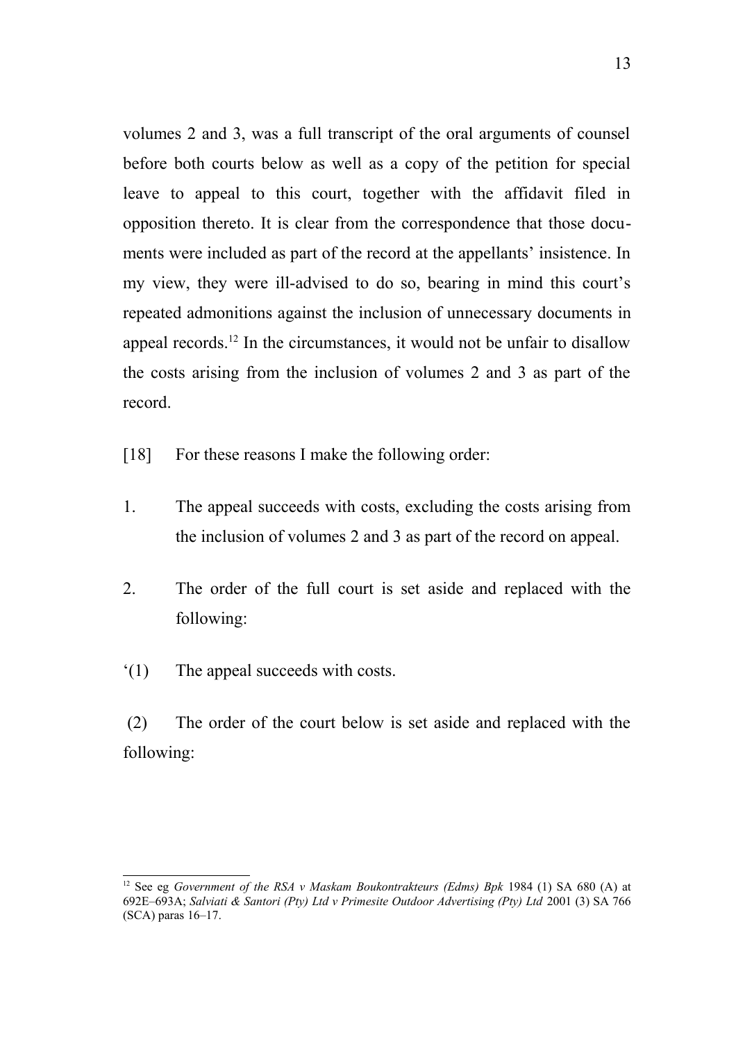volumes 2 and 3, was a full transcript of the oral arguments of counsel before both courts below as well as a copy of the petition for special leave to appeal to this court, together with the affidavit filed in opposition thereto. It is clear from the correspondence that those documents were included as part of the record at the appellants' insistence. In my view, they were ill-advised to do so, bearing in mind this court's repeated admonitions against the inclusion of unnecessary documents in appeal records.[12] In the circumstances, it would not be unfair to disallow the costs arising from the inclusion of volumes 2 and 3 as part of the record.

[18] For these reasons I make the following order:

1. The appeal succeeds with costs, excluding the costs arising from the inclusion of volumes 2 and 3 as part of the record on appeal.

2. The order of the full court is set aside and replaced with the following:

'(1) The appeal succeeds with costs.

(2) The order of the court below is set aside and replaced with the following:

---

[12] See eg *Government of the RSA v Maskam Boukontrakteurs (Edms) Bpk* 1984 (1) SA 680 (A) at 692E–693A; *Salviati & Santori (Pty) Ltd v Primesite Outdoor Advertising (Pty) Ltd* 2001 (3) SA 766 (SCA) paras 16–17.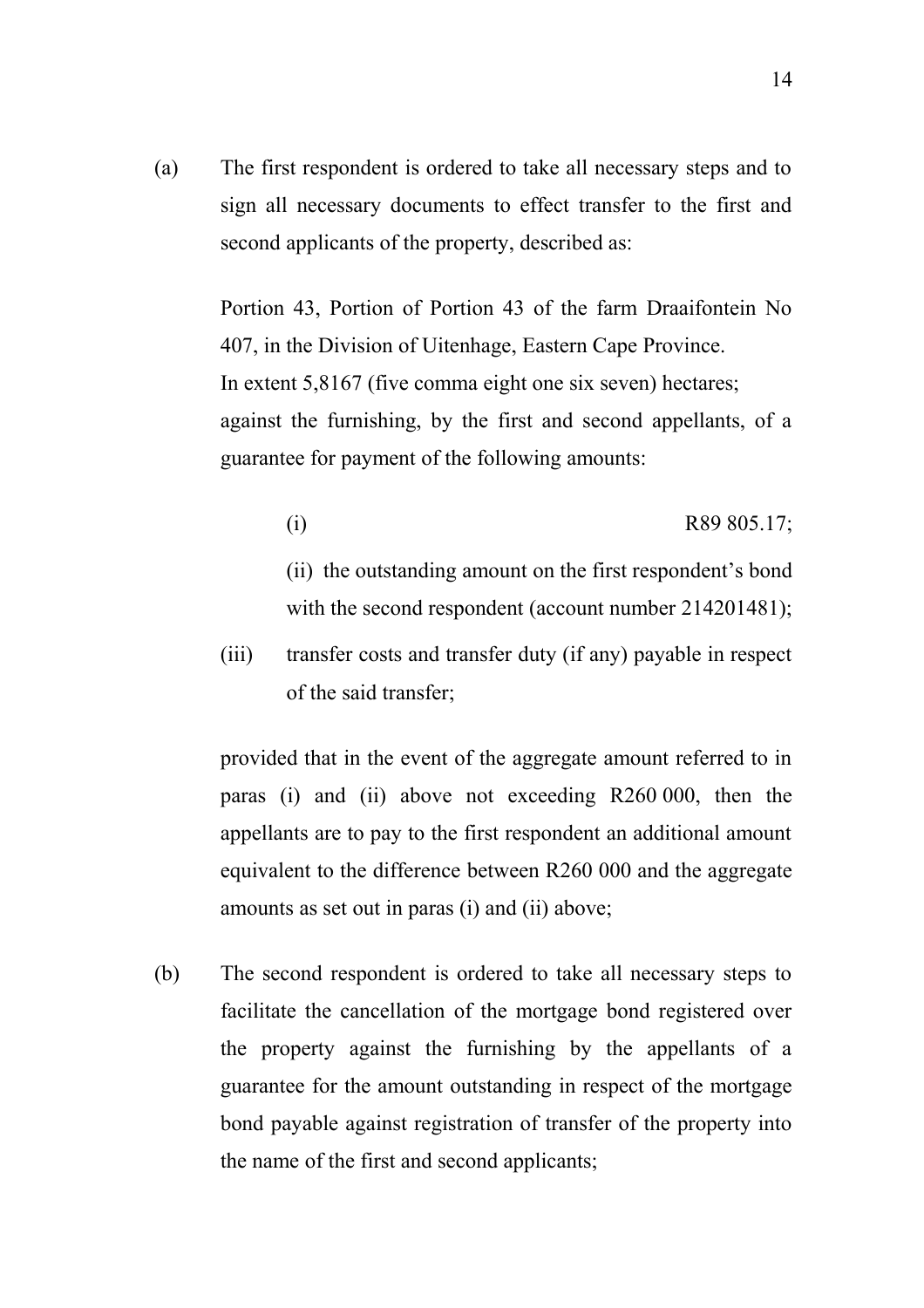(a) The first respondent is ordered to take all necessary steps and to sign all necessary documents to effect transfer to the first and second applicants of the property, described as:

Portion 43, Portion of Portion 43 of the farm Draaifontein No 407, in the Division of Uitenhage, Eastern Cape Province.
In extent 5,8167 (five comma eight one six seven) hectares;
against the furnishing, by the first and second appellants, of a guarantee for payment of the following amounts:

(i) R89 805.17;

(ii) the outstanding amount on the first respondent's bond with the second respondent (account number 214201481);

(iii) transfer costs and transfer duty (if any) payable in respect of the said transfer;

provided that in the event of the aggregate amount referred to in paras (i) and (ii) above not exceeding R260 000, then the appellants are to pay to the first respondent an additional amount equivalent to the difference between R260 000 and the aggregate amounts as set out in paras (i) and (ii) above;

(b) The second respondent is ordered to take all necessary steps to facilitate the cancellation of the mortgage bond registered over the property against the furnishing by the appellants of a guarantee for the amount outstanding in respect of the mortgage bond payable against registration of transfer of the property into the name of the first and second applicants;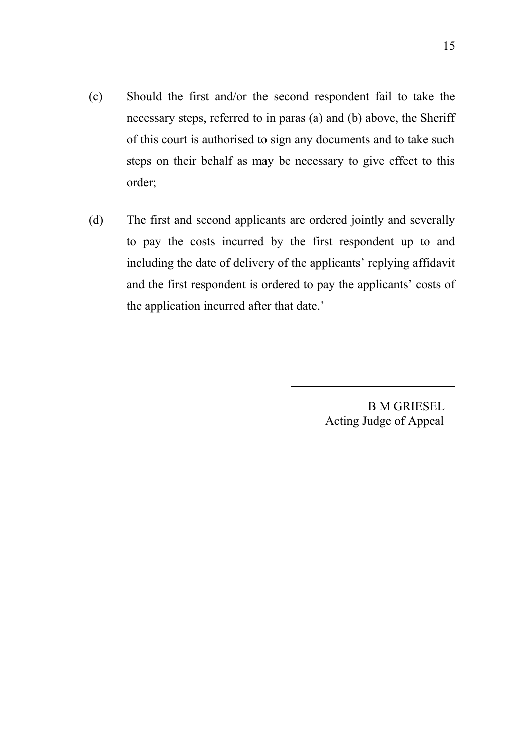(c) Should the first and/or the second respondent fail to take the necessary steps, referred to in paras (a) and (b) above, the Sheriff of this court is authorised to sign any documents and to take such steps on their behalf as may be necessary to give effect to this order;

(d) The first and second applicants are ordered jointly and severally to pay the costs incurred by the first respondent up to and including the date of delivery of the applicants' replying affidavit and the first respondent is ordered to pay the applicants' costs of the application incurred after that date.'

---

B M GRIESEL
Acting Judge of Appeal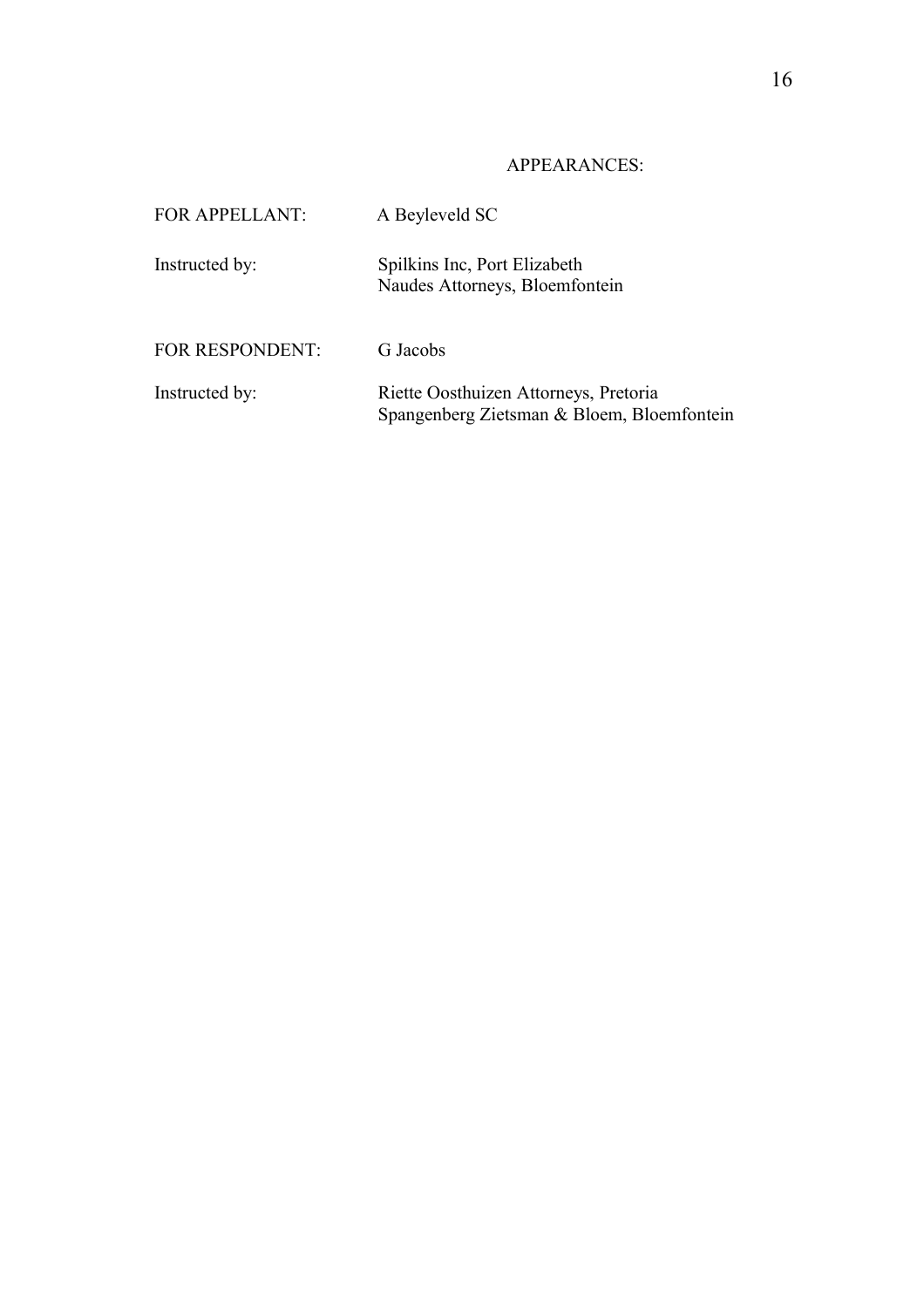APPEARANCES:

| | |
|---|---|
| FOR APPELLANT: | A Beyleveld SC |
| Instructed by: | Spilkins Inc, Port Elizabeth<br>Naudes Attorneys, Bloemfontein |
| FOR RESPONDENT: | G Jacobs |
| Instructed by: | Riette Oosthuizen Attorneys, Pretoria<br>Spangenberg Zietsman & Bloem, Bloemfontein |